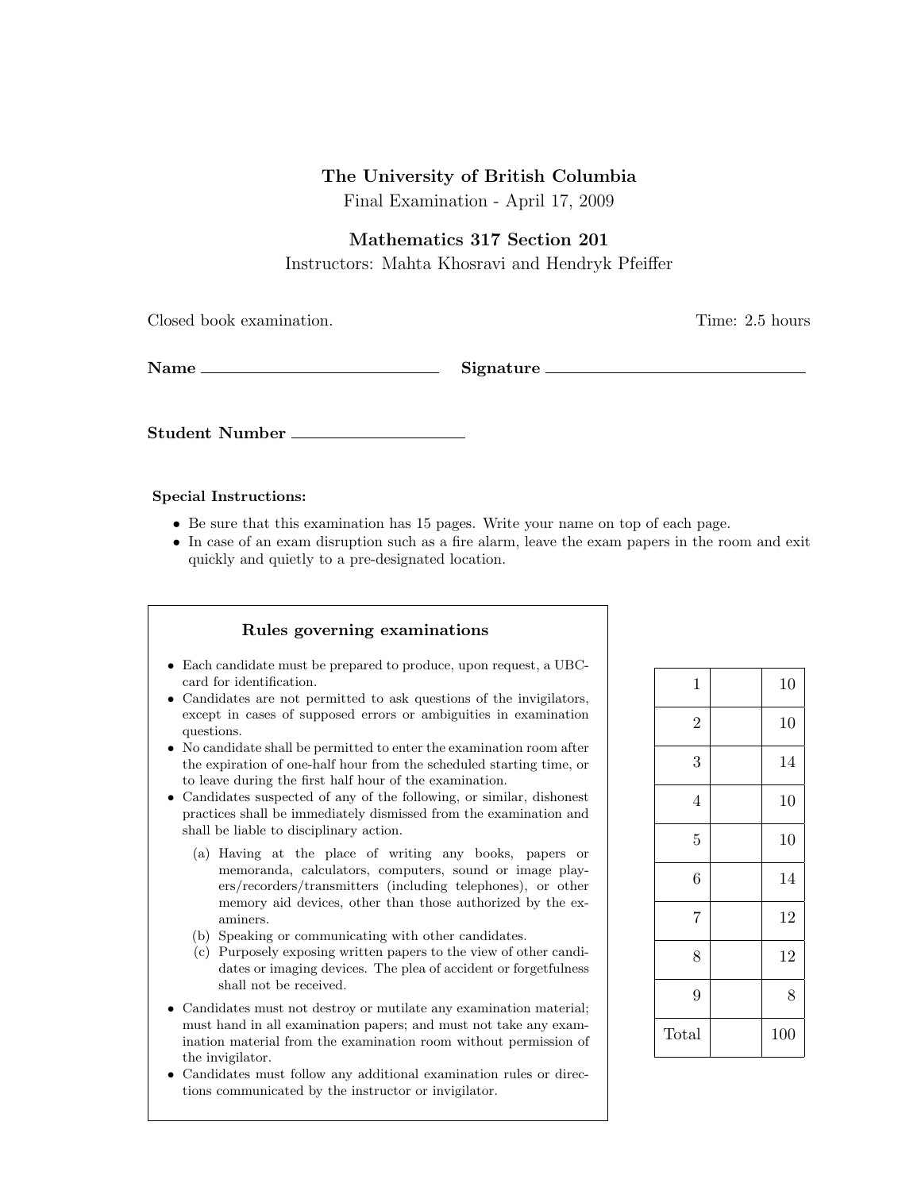# The University of British Columbia

Final Examination - April 17, 2009

## Mathematics 317 Section 201

Instructors: Mahta Khosravi and Hendryk Pfeiffer

Closed book examination. Time: 2.5 hours

**Name** ____________________________ **Signature** ____________________________

**Student Number** ____________________

**Special Instructions:**

- Be sure that this examination has 15 pages. Write your name on top of each page.
- In case of an exam disruption such as a fire alarm, leave the exam papers in the room and exit quickly and quietly to a pre-designated location.

### Rules governing examinations

- Each candidate must be prepared to produce, upon request, a UBC-card for identification.
- Candidates are not permitted to ask questions of the invigilators, except in cases of supposed errors or ambiguities in examination questions.
- No candidate shall be permitted to enter the examination room after the expiration of one-half hour from the scheduled starting time, or to leave during the first half hour of the examination.
- Candidates suspected of any of the following, or similar, dishonest practices shall be immediately dismissed from the examination and shall be liable to disciplinary action.
  - (a) Having at the place of writing any books, papers or memoranda, calculators, computers, sound or image players/recorders/transmitters (including telephones), or other memory aid devices, other than those authorized by the examiners.
  - (b) Speaking or communicating with other candidates.
  - (c) Purposely exposing written papers to the view of other candidates or imaging devices. The plea of accident or forgetfulness shall not be received.
- Candidates must not destroy or mutilate any examination material; must hand in all examination papers; and must not take any examination material from the examination room without permission of the invigilator.
- Candidates must follow any additional examination rules or directions communicated by the instructor or invigilator.

| | | |
|---|---|---|
| 1 | | 10 |
| 2 | | 10 |
| 3 | | 14 |
| 4 | | 10 |
| 5 | | 10 |
| 6 | | 14 |
| 7 | | 12 |
| 8 | | 12 |
| 9 | | 8 |
| Total | | 100 |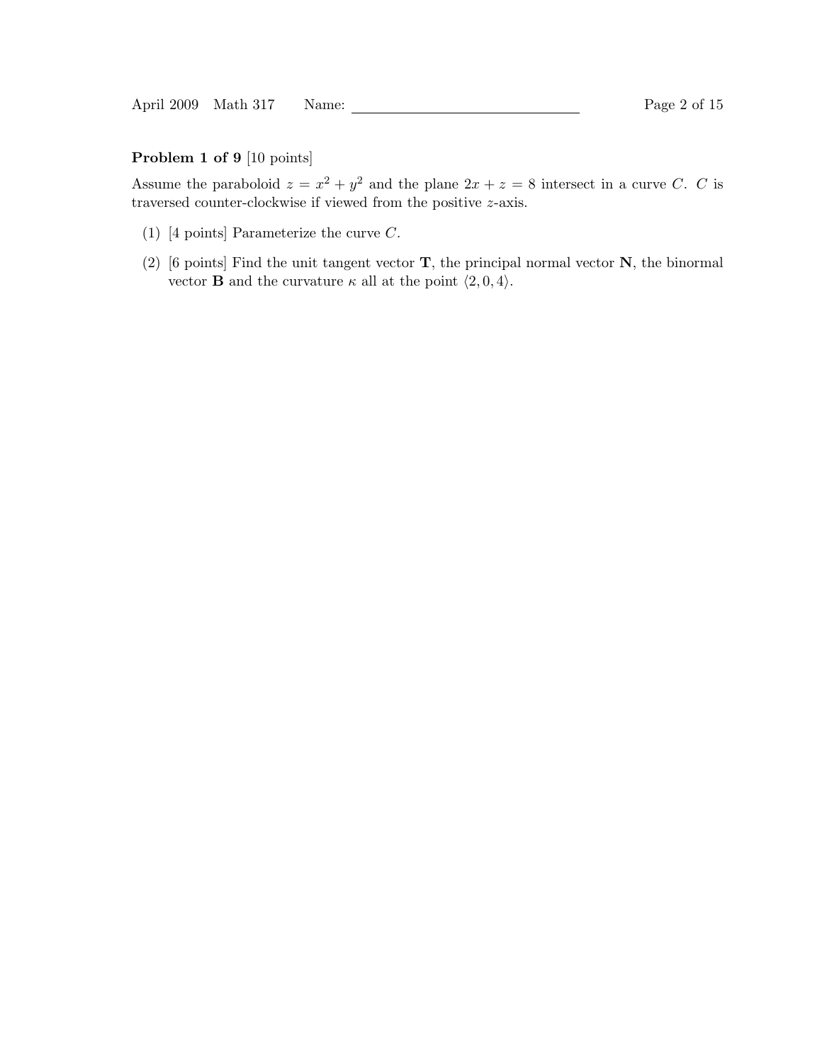**Problem 1 of 9** [10 points]

Assume the paraboloid $z = x^2 + y^2$ and the plane $2x + z = 8$ intersect in a curve $C$. $C$ is traversed counter-clockwise if viewed from the positive $z$-axis.

(1) [4 points] Parameterize the curve $C$.

(2) [6 points] Find the unit tangent vector $\mathbf{T}$, the principal normal vector $\mathbf{N}$, the binormal vector $\mathbf{B}$ and the curvature $\kappa$ all at the point $\langle 2, 0, 4 \rangle$.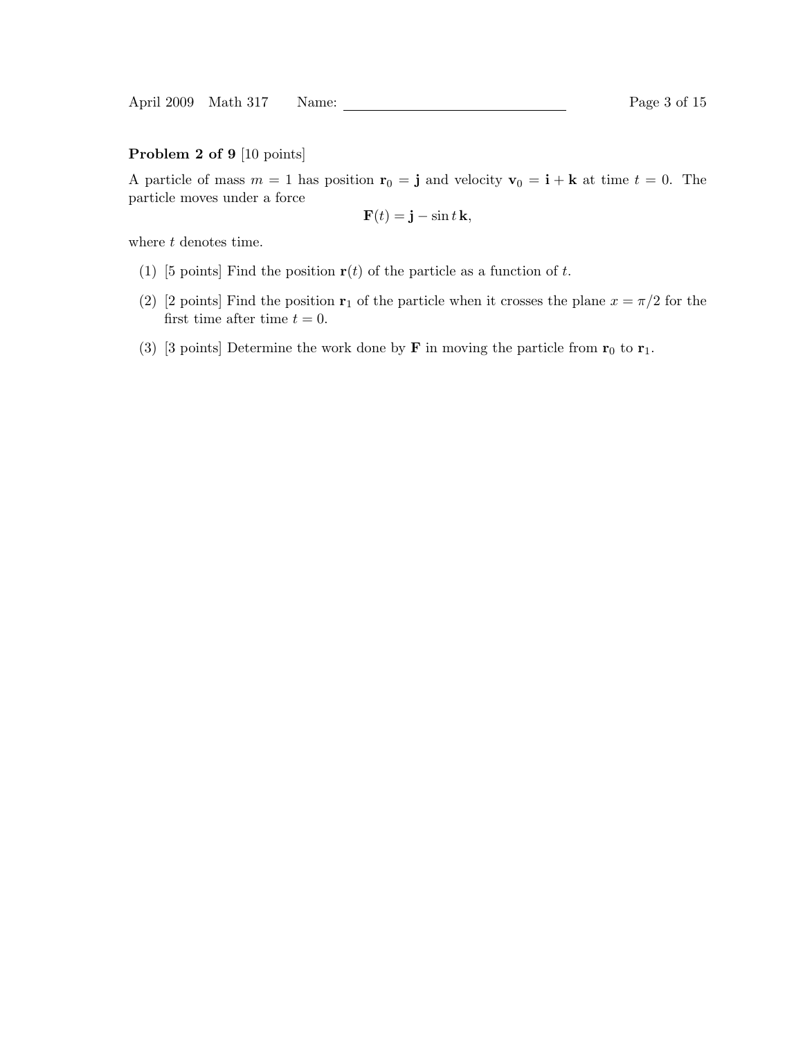**Problem 2 of 9** [10 points]

A particle of mass $m = 1$ has position $\mathbf{r}_0 = \mathbf{j}$ and velocity $\mathbf{v}_0 = \mathbf{i} + \mathbf{k}$ at time $t = 0$. The particle moves under a force

$$\mathbf{F}(t) = \mathbf{j} - \sin t\,\mathbf{k},$$

where $t$ denotes time.

(1) [5 points] Find the position $\mathbf{r}(t)$ of the particle as a function of $t$.

(2) [2 points] Find the position $\mathbf{r}_1$ of the particle when it crosses the plane $x = \pi/2$ for the first time after time $t = 0$.

(3) [3 points] Determine the work done by $\mathbf{F}$ in moving the particle from $\mathbf{r}_0$ to $\mathbf{r}_1$.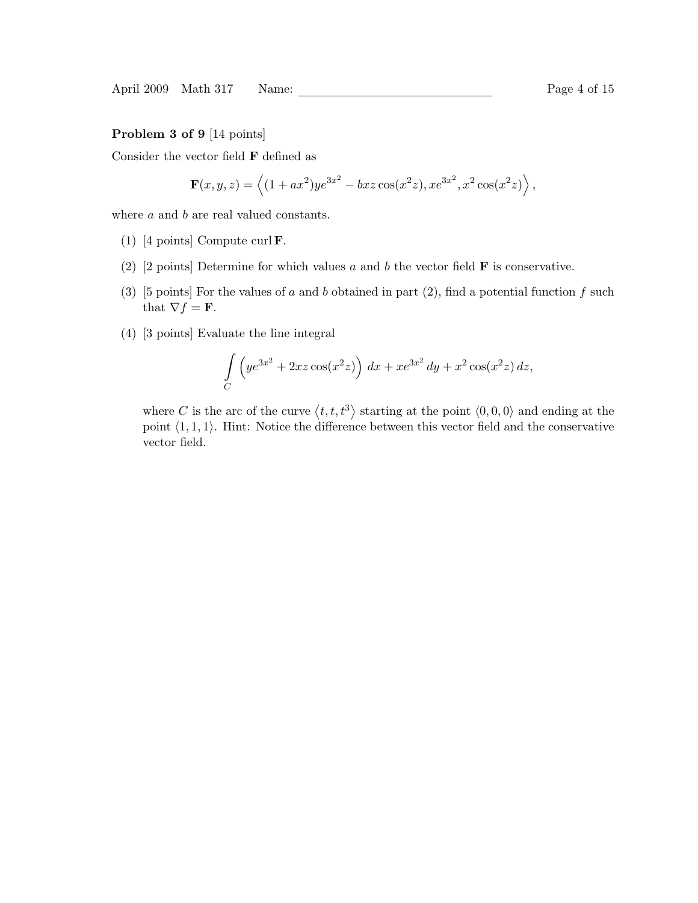**Problem 3 of 9** [14 points]

Consider the vector field $\mathbf{F}$ defined as

$$\mathbf{F}(x,y,z) = \left\langle (1+ax^2)ye^{3x^2} - bxz\cos(x^2z), xe^{3x^2}, x^2\cos(x^2z) \right\rangle,$$

where $a$ and $b$ are real valued constants.

(1) [4 points] Compute curl $\mathbf{F}$.

(2) [2 points] Determine for which values $a$ and $b$ the vector field $\mathbf{F}$ is conservative.

(3) [5 points] For the values of $a$ and $b$ obtained in part (2), find a potential function $f$ such that $\nabla f = \mathbf{F}$.

(4) [3 points] Evaluate the line integral

$$\int_C \left( ye^{3x^2} + 2xz\cos(x^2z) \right)\, dx + xe^{3x^2}\, dy + x^2\cos(x^2z)\, dz,$$

where $C$ is the arc of the curve $\langle t, t, t^3 \rangle$ starting at the point $\langle 0,0,0 \rangle$ and ending at the point $\langle 1,1,1 \rangle$. Hint: Notice the difference between this vector field and the conservative vector field.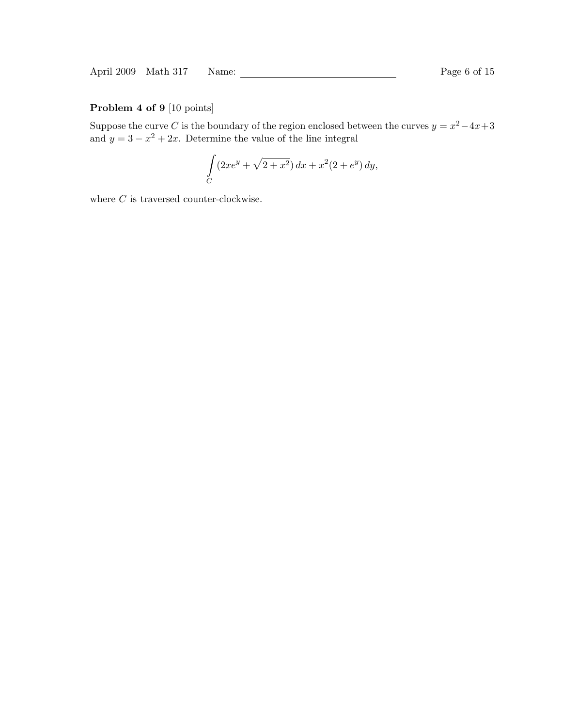**Problem 4 of 9** [10 points]

Suppose the curve $C$ is the boundary of the region enclosed between the curves $y = x^2 - 4x + 3$ and $y = 3 - x^2 + 2x$. Determine the value of the line integral

$$\int_C (2xe^y + \sqrt{2 + x^2})\, dx + x^2(2 + e^y)\, dy,$$

where $C$ is traversed counter-clockwise.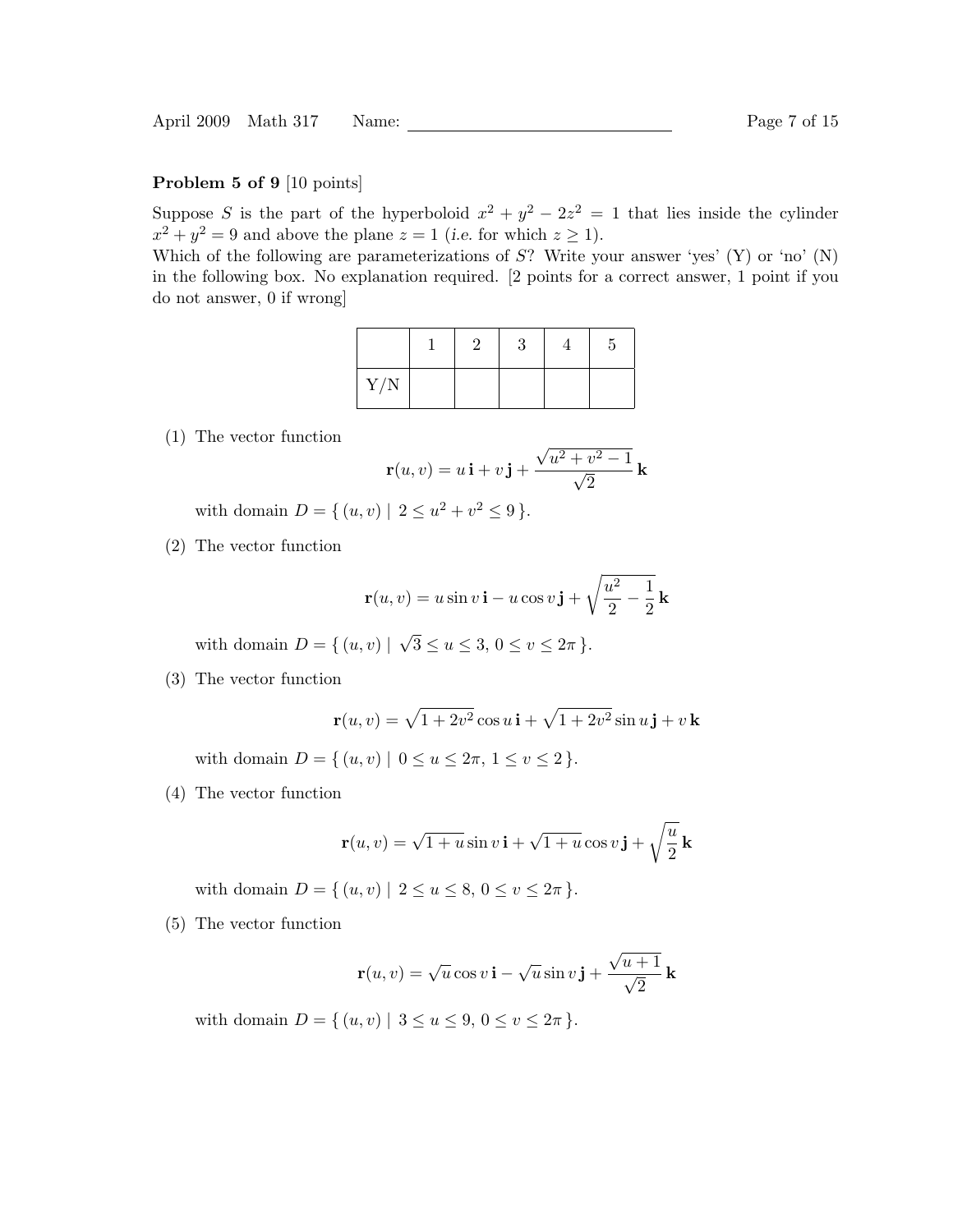**Problem 5 of 9** [10 points]

Suppose $S$ is the part of the hyperboloid $x^2 + y^2 - 2z^2 = 1$ that lies inside the cylinder $x^2 + y^2 = 9$ and above the plane $z = 1$ (*i.e.* for which $z \geq 1$).
Which of the following are parameterizations of $S$? Write your answer 'yes' (Y) or 'no' (N) in the following box. No explanation required. [2 points for a correct answer, 1 point if you do not answer, 0 if wrong]

| | 1 | 2 | 3 | 4 | 5 |
|---|---|---|---|---|---|
| Y/N | | | | | |

(1) The vector function

$$\mathbf{r}(u, v) = u\,\mathbf{i} + v\,\mathbf{j} + \frac{\sqrt{u^2 + v^2 - 1}}{\sqrt{2}}\,\mathbf{k}$$

with domain $D = \{\, (u, v) \mid 2 \leq u^2 + v^2 \leq 9 \,\}$.

(2) The vector function

$$\mathbf{r}(u, v) = u \sin v\,\mathbf{i} - u \cos v\,\mathbf{j} + \sqrt{\frac{u^2}{2} - \frac{1}{2}}\,\mathbf{k}$$

with domain $D = \{\, (u, v) \mid \sqrt{3} \leq u \leq 3,\ 0 \leq v \leq 2\pi \,\}$.

(3) The vector function

$$\mathbf{r}(u, v) = \sqrt{1 + 2v^2} \cos u\,\mathbf{i} + \sqrt{1 + 2v^2} \sin u\,\mathbf{j} + v\,\mathbf{k}$$

with domain $D = \{\, (u, v) \mid 0 \leq u \leq 2\pi,\ 1 \leq v \leq 2 \,\}$.

(4) The vector function

$$\mathbf{r}(u, v) = \sqrt{1 + u} \sin v\,\mathbf{i} + \sqrt{1 + u} \cos v\,\mathbf{j} + \sqrt{\frac{u}{2}}\,\mathbf{k}$$

with domain $D = \{\, (u, v) \mid 2 \leq u \leq 8,\ 0 \leq v \leq 2\pi \,\}$.

(5) The vector function

$$\mathbf{r}(u, v) = \sqrt{u} \cos v\,\mathbf{i} - \sqrt{u} \sin v\,\mathbf{j} + \frac{\sqrt{u + 1}}{\sqrt{2}}\,\mathbf{k}$$

with domain $D = \{\, (u, v) \mid 3 \leq u \leq 9,\ 0 \leq v \leq 2\pi \,\}$.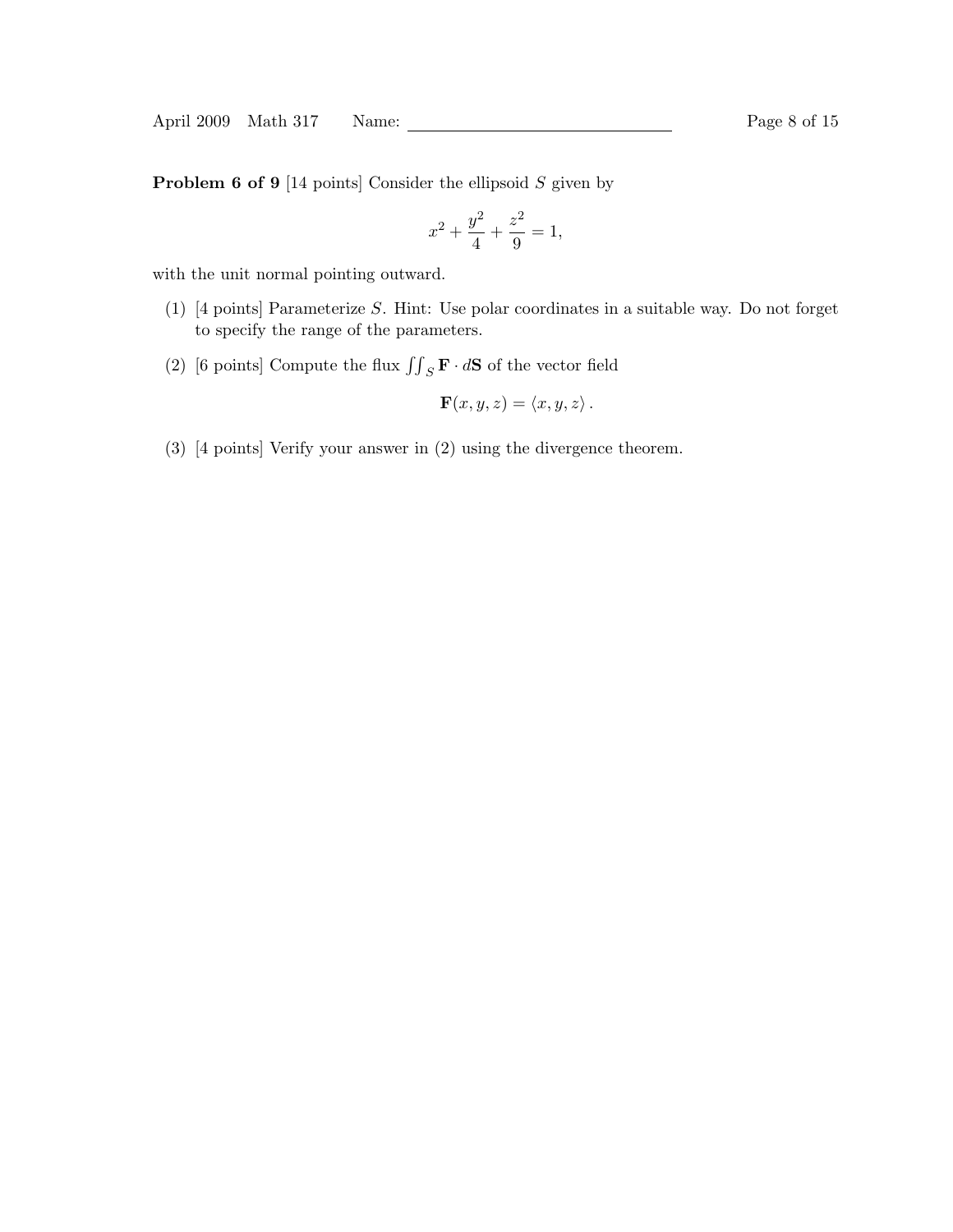**Problem 6 of 9** [14 points] Consider the ellipsoid $S$ given by

$$x^2 + \frac{y^2}{4} + \frac{z^2}{9} = 1,$$

with the unit normal pointing outward.

(1) [4 points] Parameterize $S$. Hint: Use polar coordinates in a suitable way. Do not forget to specify the range of the parameters.

(2) [6 points] Compute the flux $\iint_S \mathbf{F} \cdot d\mathbf{S}$ of the vector field

$$\mathbf{F}(x, y, z) = \langle x, y, z \rangle .$$

(3) [4 points] Verify your answer in (2) using the divergence theorem.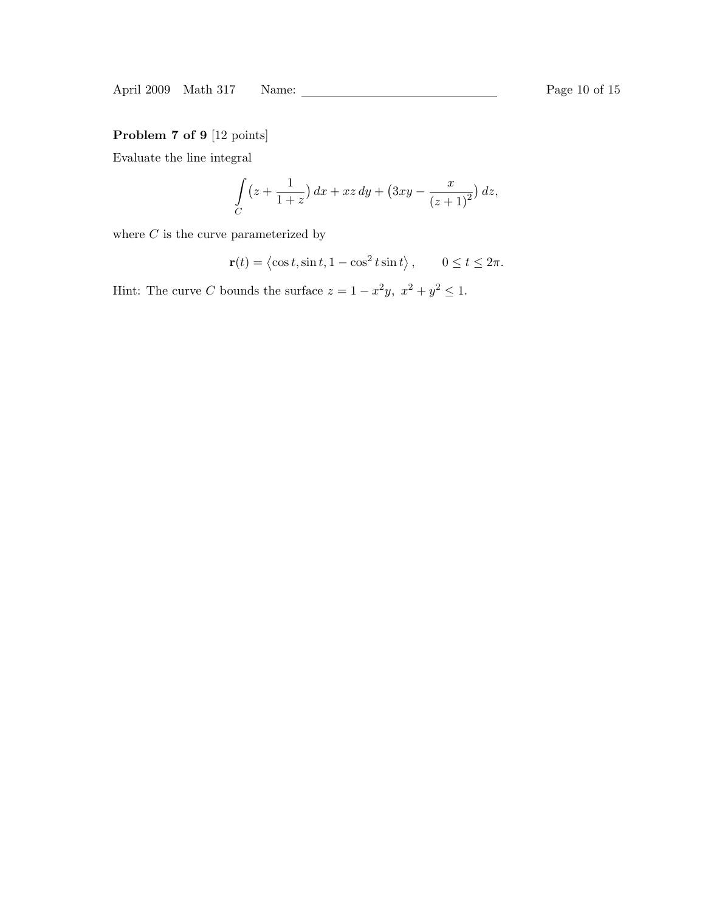**Problem 7 of 9** [12 points]

Evaluate the line integral

$$\int_C \left(z + \frac{1}{1+z}\right) dx + xz\, dy + \left(3xy - \frac{x}{(z+1)^2}\right) dz,$$

where $C$ is the curve parameterized by

$$\mathbf{r}(t) = \left\langle \cos t, \sin t, 1 - \cos^2 t \sin t \right\rangle, \qquad 0 \leq t \leq 2\pi.$$

Hint: The curve $C$ bounds the surface $z = 1 - x^2 y,\ x^2 + y^2 \leq 1$.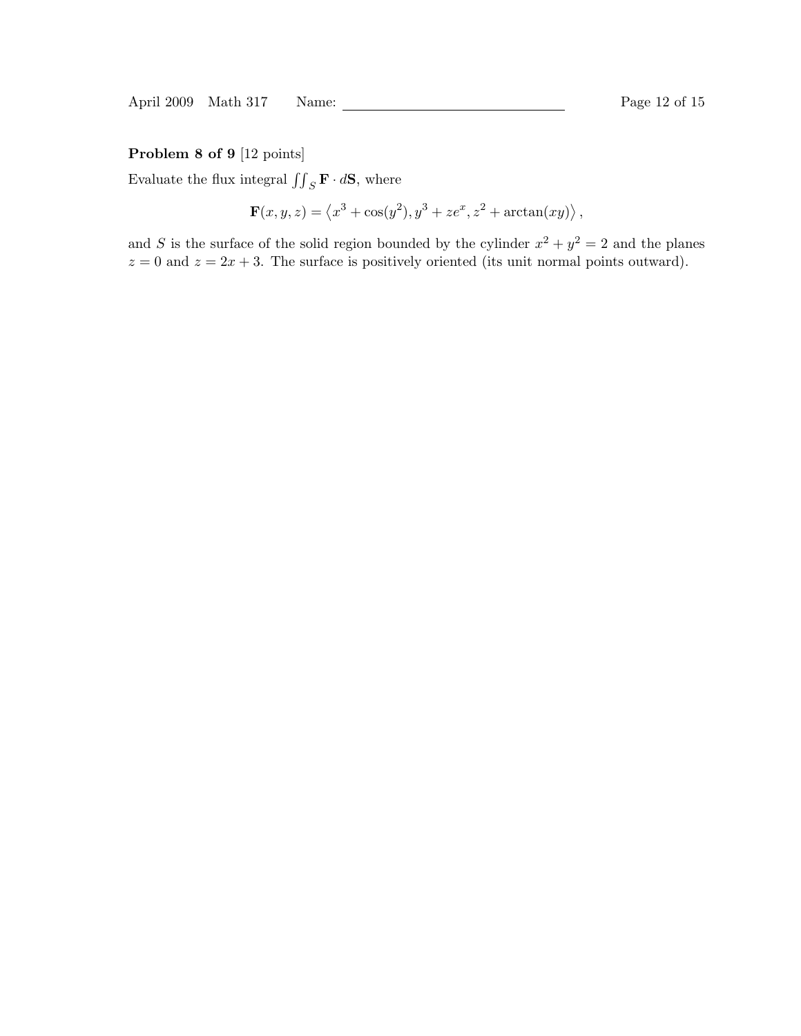**Problem 8 of 9** [12 points]

Evaluate the flux integral $\iint_S \mathbf{F} \cdot d\mathbf{S}$, where

$$\mathbf{F}(x, y, z) = \left\langle x^3 + \cos(y^2), y^3 + ze^x, z^2 + \arctan(xy) \right\rangle,$$

and $S$ is the surface of the solid region bounded by the cylinder $x^2 + y^2 = 2$ and the planes $z = 0$ and $z = 2x + 3$. The surface is positively oriented (its unit normal points outward).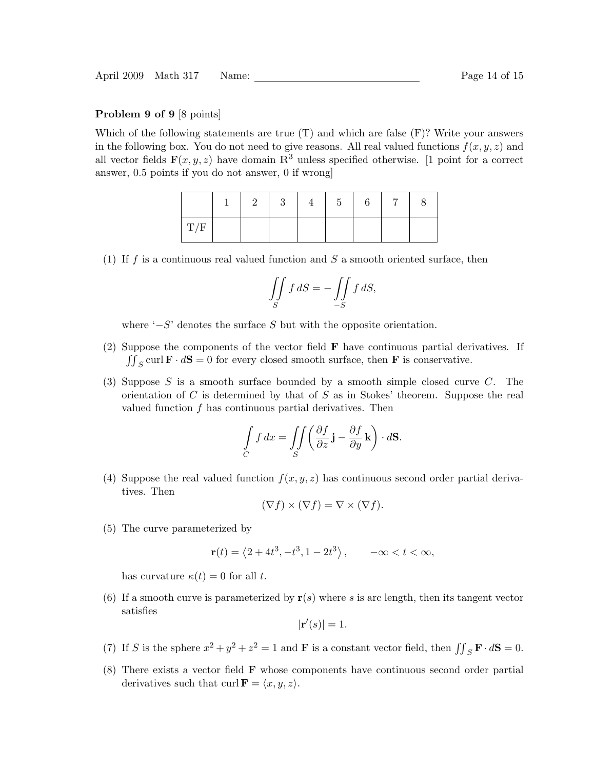**Problem 9 of 9** [8 points]

Which of the following statements are true (T) and which are false (F)? Write your answers in the following box. You do not need to give reasons. All real valued functions $f(x, y, z)$ and all vector fields $\mathbf{F}(x, y, z)$ have domain $\mathbb{R}^3$ unless specified otherwise. [1 point for a correct answer, 0.5 points if you do not answer, 0 if wrong]

|  | 1 | 2 | 3 | 4 | 5 | 6 | 7 | 8 |
|---|---|---|---|---|---|---|---|---|
| T/F |  |  |  |  |  |  |  |  |

(1) If $f$ is a continuous real valued function and $S$ a smooth oriented surface, then

$$\iint_S f \, dS = -\iint_{-S} f \, dS,$$

where '$-S$' denotes the surface $S$ but with the opposite orientation.

(2) Suppose the components of the vector field $\mathbf{F}$ have continuous partial derivatives. If $\iint_S \operatorname{curl} \mathbf{F} \cdot d\mathbf{S} = 0$ for every closed smooth surface, then $\mathbf{F}$ is conservative.

(3) Suppose $S$ is a smooth surface bounded by a smooth simple closed curve $C$. The orientation of $C$ is determined by that of $S$ as in Stokes' theorem. Suppose the real valued function $f$ has continuous partial derivatives. Then

$$\int_C f \, dx = \iint_S \left( \frac{\partial f}{\partial z} \mathbf{j} - \frac{\partial f}{\partial y} \mathbf{k} \right) \cdot d\mathbf{S}.$$

(4) Suppose the real valued function $f(x, y, z)$ has continuous second order partial derivatives. Then

$$(\nabla f) \times (\nabla f) = \nabla \times (\nabla f).$$

(5) The curve parameterized by

$$\mathbf{r}(t) = \left\langle 2 + 4t^3, -t^3, 1 - 2t^3 \right\rangle, \qquad -\infty < t < \infty,$$

has curvature $\kappa(t) = 0$ for all $t$.

(6) If a smooth curve is parameterized by $\mathbf{r}(s)$ where $s$ is arc length, then its tangent vector satisfies

$$|\mathbf{r}'(s)| = 1.$$

(7) If $S$ is the sphere $x^2 + y^2 + z^2 = 1$ and $\mathbf{F}$ is a constant vector field, then $\iint_S \mathbf{F} \cdot d\mathbf{S} = 0$.

(8) There exists a vector field $\mathbf{F}$ whose components have continuous second order partial derivatives such that $\operatorname{curl} \mathbf{F} = \langle x, y, z \rangle$.